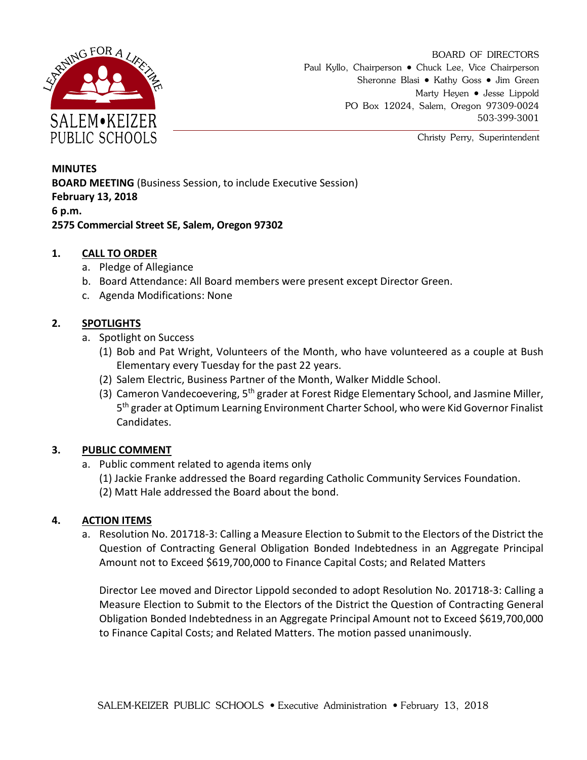SALEM•KEIZER PUBLIC SCHOOLS

LEARNING FOR A LIFETIME

BOARD OF DIRECTORS
Paul Kyllo, Chairperson • Chuck Lee, Vice Chairperson
Sheronne Blasi • Kathy Goss • Jim Green
Marty Heyen • Jesse Lippold
PO Box 12024, Salem, Oregon 97309-0024
503-399-3001

Christy Perry, Superintendent

**MINUTES**
**BOARD MEETING** (Business Session, to include Executive Session)
**February 13, 2018**
**6 p.m.**
**2575 Commercial Street SE, Salem, Oregon 97302**

## 1. CALL TO ORDER

a. Pledge of Allegiance
b. Board Attendance: All Board members were present except Director Green.
c. Agenda Modifications: None

## 2. SPOTLIGHTS

a. Spotlight on Success
  (1) Bob and Pat Wright, Volunteers of the Month, who have volunteered as a couple at Bush Elementary every Tuesday for the past 22 years.
  (2) Salem Electric, Business Partner of the Month, Walker Middle School.
  (3) Cameron Vandecoevering, 5th grader at Forest Ridge Elementary School, and Jasmine Miller, 5th grader at Optimum Learning Environment Charter School, who were Kid Governor Finalist Candidates.

## 3. PUBLIC COMMENT

a. Public comment related to agenda items only
  (1) Jackie Franke addressed the Board regarding Catholic Community Services Foundation.
  (2) Matt Hale addressed the Board about the bond.

## 4. ACTION ITEMS

a. Resolution No. 201718-3: Calling a Measure Election to Submit to the Electors of the District the Question of Contracting General Obligation Bonded Indebtedness in an Aggregate Principal Amount not to Exceed $619,700,000 to Finance Capital Costs; and Related Matters

Director Lee moved and Director Lippold seconded to adopt Resolution No. 201718-3: Calling a Measure Election to Submit to the Electors of the District the Question of Contracting General Obligation Bonded Indebtedness in an Aggregate Principal Amount not to Exceed $619,700,000 to Finance Capital Costs; and Related Matters. The motion passed unanimously.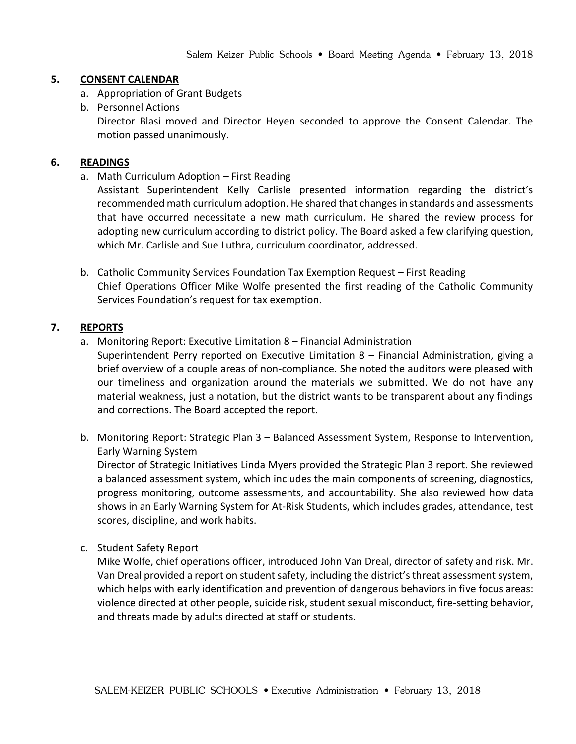## 5. CONSENT CALENDAR

a. Appropriation of Grant Budgets

b. Personnel Actions

Director Blasi moved and Director Heyen seconded to approve the Consent Calendar. The motion passed unanimously.

## 6. READINGS

a. Math Curriculum Adoption – First Reading

Assistant Superintendent Kelly Carlisle presented information regarding the district's recommended math curriculum adoption. He shared that changes in standards and assessments that have occurred necessitate a new math curriculum. He shared the review process for adopting new curriculum according to district policy. The Board asked a few clarifying question, which Mr. Carlisle and Sue Luthra, curriculum coordinator, addressed.

b. Catholic Community Services Foundation Tax Exemption Request – First Reading

Chief Operations Officer Mike Wolfe presented the first reading of the Catholic Community Services Foundation's request for tax exemption.

## 7. REPORTS

a. Monitoring Report: Executive Limitation 8 – Financial Administration

Superintendent Perry reported on Executive Limitation 8 – Financial Administration, giving a brief overview of a couple areas of non-compliance. She noted the auditors were pleased with our timeliness and organization around the materials we submitted. We do not have any material weakness, just a notation, but the district wants to be transparent about any findings and corrections. The Board accepted the report.

b. Monitoring Report: Strategic Plan 3 – Balanced Assessment System, Response to Intervention, Early Warning System

Director of Strategic Initiatives Linda Myers provided the Strategic Plan 3 report. She reviewed a balanced assessment system, which includes the main components of screening, diagnostics, progress monitoring, outcome assessments, and accountability. She also reviewed how data shows in an Early Warning System for At-Risk Students, which includes grades, attendance, test scores, discipline, and work habits.

c. Student Safety Report

Mike Wolfe, chief operations officer, introduced John Van Dreal, director of safety and risk. Mr. Van Dreal provided a report on student safety, including the district's threat assessment system, which helps with early identification and prevention of dangerous behaviors in five focus areas: violence directed at other people, suicide risk, student sexual misconduct, fire-setting behavior, and threats made by adults directed at staff or students.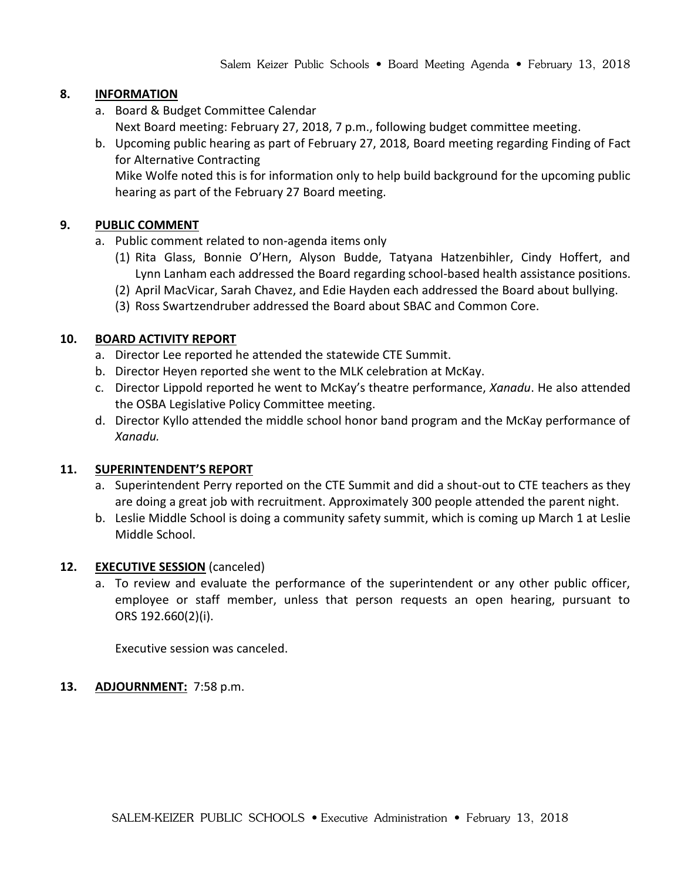## 8. INFORMATION

a. Board & Budget Committee Calendar
   Next Board meeting: February 27, 2018, 7 p.m., following budget committee meeting.

b. Upcoming public hearing as part of February 27, 2018, Board meeting regarding Finding of Fact for Alternative Contracting
   Mike Wolfe noted this is for information only to help build background for the upcoming public hearing as part of the February 27 Board meeting.

## 9. PUBLIC COMMENT

a. Public comment related to non-agenda items only
   (1) Rita Glass, Bonnie O'Hern, Alyson Budde, Tatyana Hatzenbihler, Cindy Hoffert, and Lynn Lanham each addressed the Board regarding school-based health assistance positions.
   (2) April MacVicar, Sarah Chavez, and Edie Hayden each addressed the Board about bullying.
   (3) Ross Swartzendruber addressed the Board about SBAC and Common Core.

## 10. BOARD ACTIVITY REPORT

a. Director Lee reported he attended the statewide CTE Summit.
b. Director Heyen reported she went to the MLK celebration at McKay.
c. Director Lippold reported he went to McKay's theatre performance, *Xanadu*. He also attended the OSBA Legislative Policy Committee meeting.
d. Director Kyllo attended the middle school honor band program and the McKay performance of *Xanadu.*

## 11. SUPERINTENDENT'S REPORT

a. Superintendent Perry reported on the CTE Summit and did a shout-out to CTE teachers as they are doing a great job with recruitment. Approximately 300 people attended the parent night.
b. Leslie Middle School is doing a community safety summit, which is coming up March 1 at Leslie Middle School.

## 12. EXECUTIVE SESSION (canceled)

a. To review and evaluate the performance of the superintendent or any other public officer, employee or staff member, unless that person requests an open hearing, pursuant to ORS 192.660(2)(i).

   Executive session was canceled.

## 13. ADJOURNMENT: 7:58 p.m.